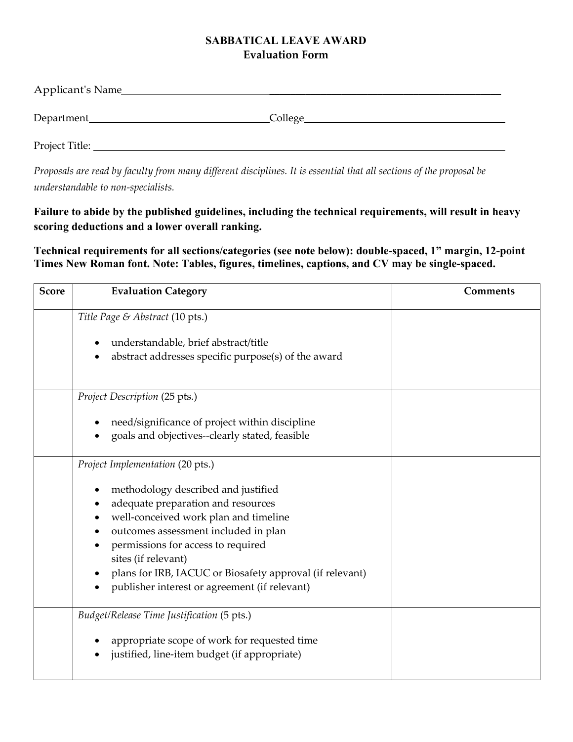**SABBATICAL LEAVE AWARD**
**Evaluation Form**

Applicant's Name_______________________________________________

Department_______________________College_______________________

Project Title: ___________________________________________________

*Proposals are read by faculty from many different disciplines. It is essential that all sections of the proposal be understandable to non-specialists.*

**Failure to abide by the published guidelines, including the technical requirements, will result in heavy scoring deductions and a lower overall ranking.**

**Technical requirements for all sections/categories (see note below): double-spaced, 1" margin, 12-point Times New Roman font. Note: Tables, figures, timelines, captions, and CV may be single-spaced.**

| Score | Evaluation Category | Comments |
|---|---|---|
| | *Title Page & Abstract* (10 pts.)<br><br>• understandable, brief abstract/title<br>• abstract addresses specific purpose(s) of the award | |
| | *Project Description* (25 pts.)<br><br>• need/significance of project within discipline<br>• goals and objectives--clearly stated, feasible | |
| | *Project Implementation* (20 pts.)<br><br>• methodology described and justified<br>• adequate preparation and resources<br>• well-conceived work plan and timeline<br>• outcomes assessment included in plan<br>• permissions for access to required sites (if relevant)<br>• plans for IRB, IACUC or Biosafety approval (if relevant)<br>• publisher interest or agreement (if relevant) | |
| | *Budget/Release Time Justification* (5 pts.)<br><br>• appropriate scope of work for requested time<br>• justified, line-item budget (if appropriate) | |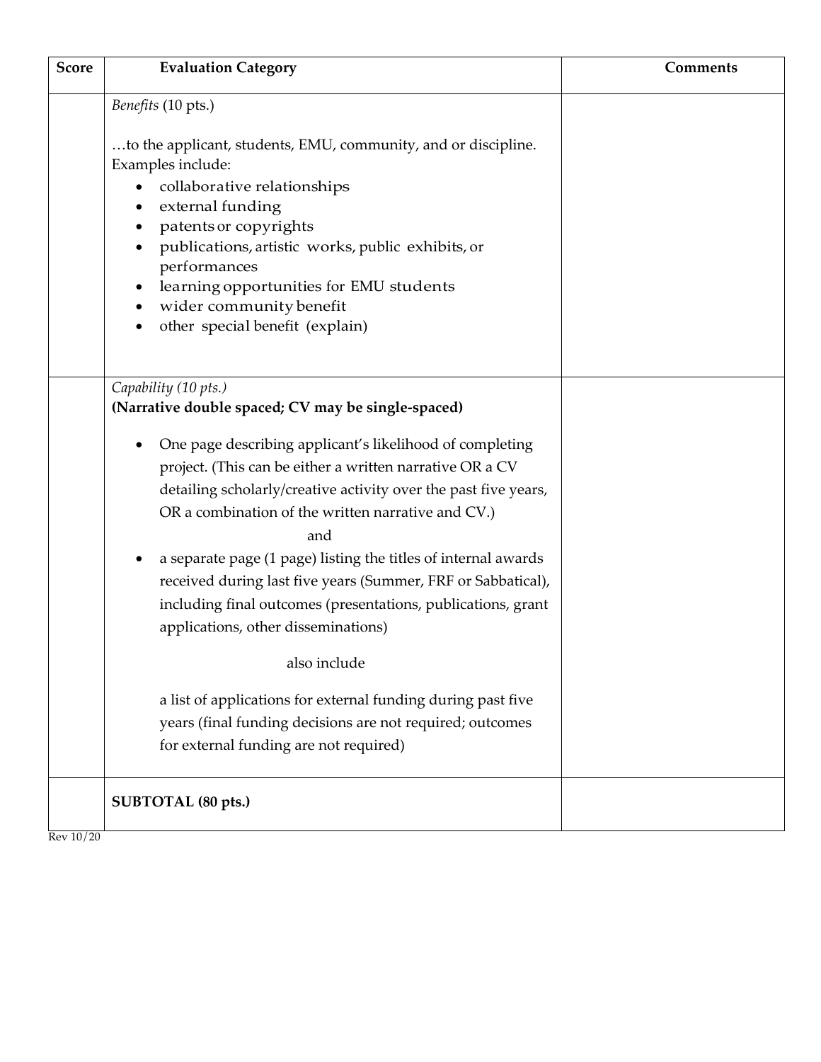| Score | Evaluation Category | Comments |
|---|---|---|
| | *Benefits* (10 pts.)<br><br>…to the applicant, students, EMU, community, and or discipline. Examples include:<br>• collaborative relationships<br>• external funding<br>• patents or copyrights<br>• publications, artistic works, public exhibits, or performances<br>• learning opportunities for EMU students<br>• wider community benefit<br>• other special benefit (explain) | |
| | *Capability (10 pts.)*<br>**(Narrative double spaced; CV may be single-spaced)**<br><br>• One page describing applicant's likelihood of completing project. (This can be either a written narrative OR a CV detailing scholarly/creative activity over the past five years, OR a combination of the written narrative and CV.)<br>and<br>• a separate page (1 page) listing the titles of internal awards received during last five years (Summer, FRF or Sabbatical), including final outcomes (presentations, publications, grant applications, other disseminations)<br><br>also include<br><br>a list of applications for external funding during past five years (final funding decisions are not required; outcomes for external funding are not required) | |
| | **SUBTOTAL (80 pts.)** | |

Rev 10/20